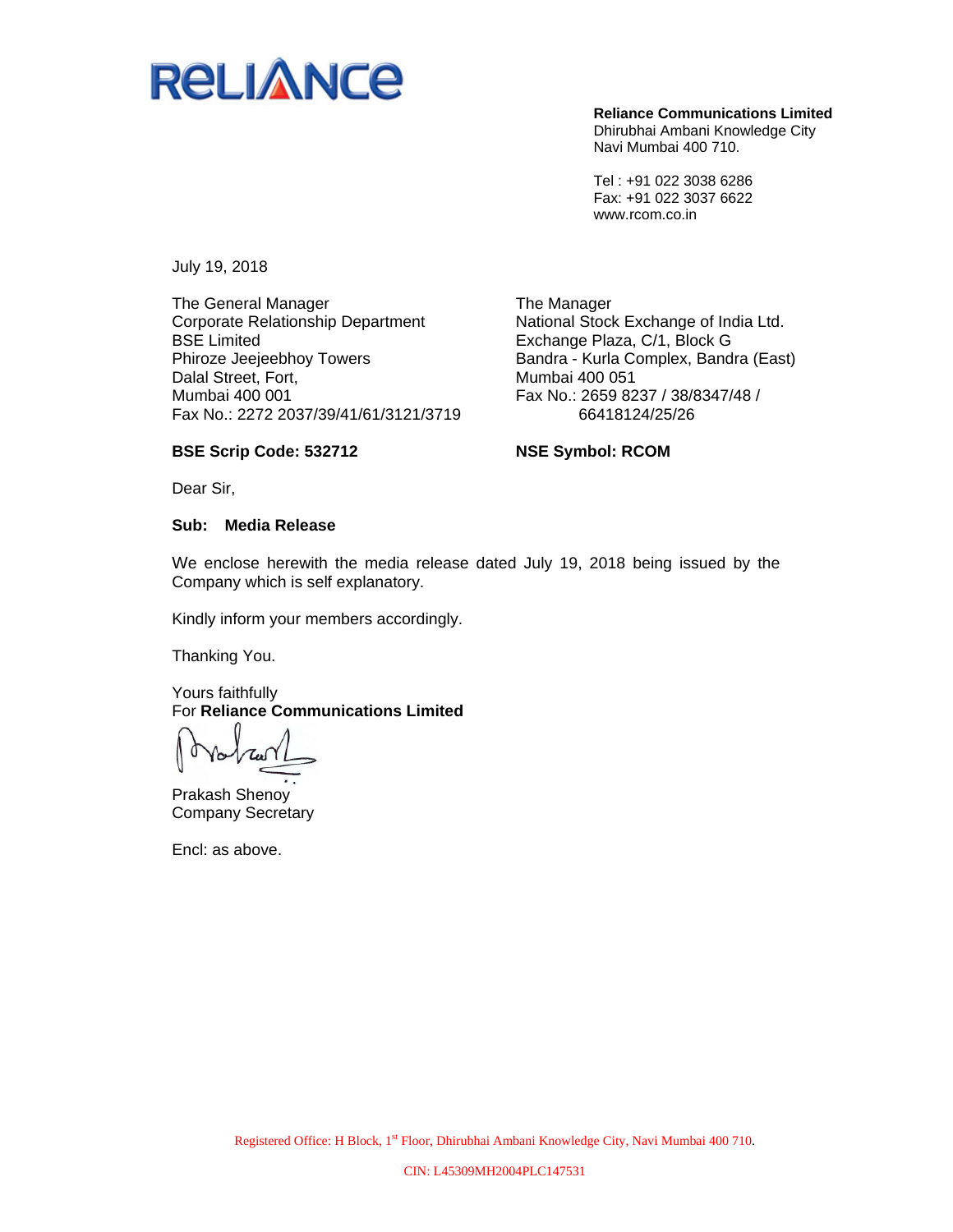**RELIANCE**

**Reliance Communications Limited**
Dhirubhai Ambani Knowledge City
Navi Mumbai 400 710.

Tel : +91 022 3038 6286
Fax: +91 022 3037 6622
www.rcom.co.in

July 19, 2018

The General Manager
Corporate Relationship Department
BSE Limited
Phiroze Jeejeebhoy Towers
Dalal Street, Fort,
Mumbai 400 001
Fax No.: 2272 2037/39/41/61/3121/3719

**BSE Scrip Code: 532712**

The Manager
National Stock Exchange of India Ltd.
Exchange Plaza, C/1, Block G
Bandra - Kurla Complex, Bandra (East)
Mumbai 400 051
Fax No.: 2659 8237 / 38/8347/48 / 66418124/25/26

**NSE Symbol: RCOM**

Dear Sir,

**Sub: Media Release**

We enclose herewith the media release dated July 19, 2018 being issued by the Company which is self explanatory.

Kindly inform your members accordingly.

Thanking You.

Yours faithfully
For **Reliance Communications Limited**

Prakash Shenoy
Company Secretary

Encl: as above.

Registered Office: H Block, 1st Floor, Dhirubhai Ambani Knowledge City, Navi Mumbai 400 710.

CIN: L45309MH2004PLC147531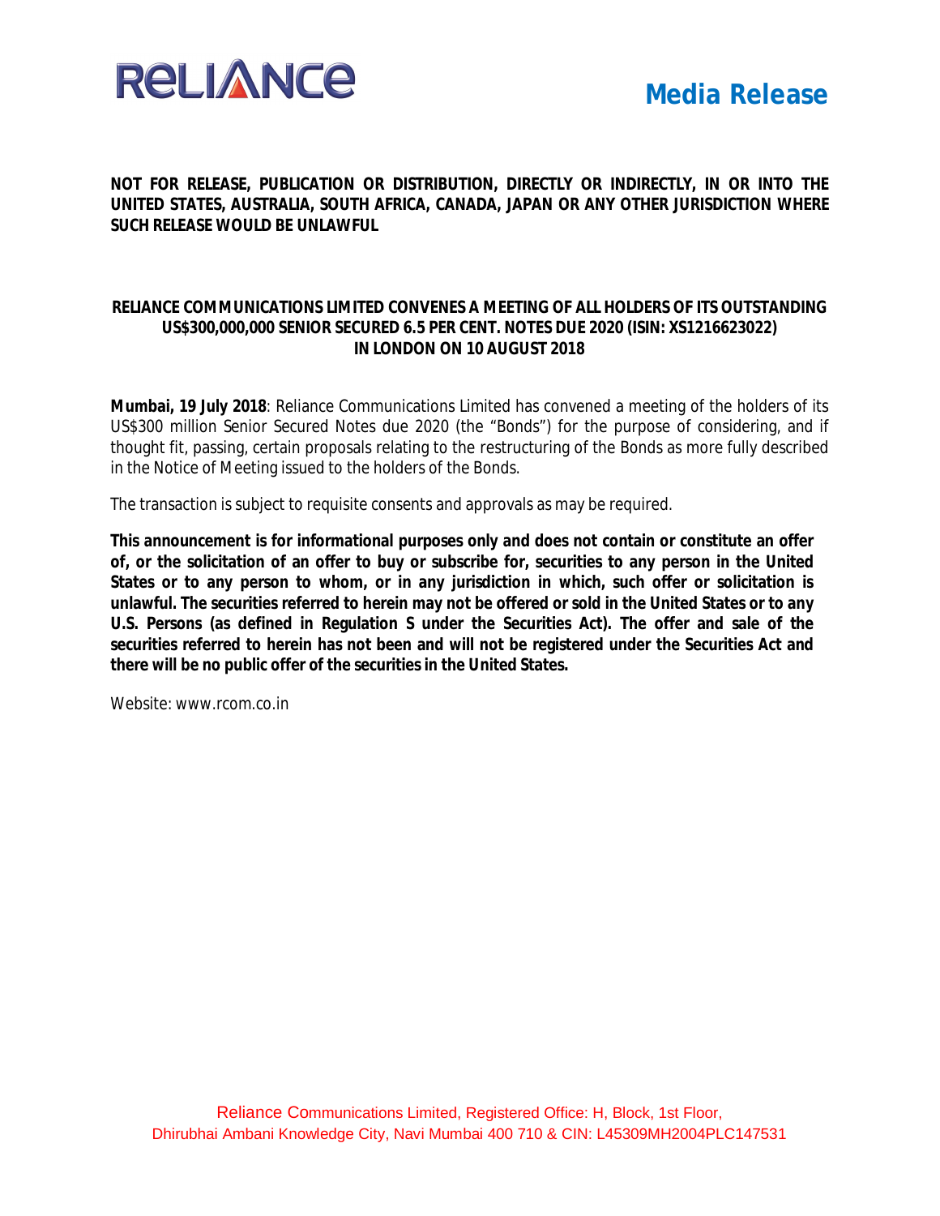**Media Release**

**NOT FOR RELEASE, PUBLICATION OR DISTRIBUTION, DIRECTLY OR INDIRECTLY, IN OR INTO THE UNITED STATES, AUSTRALIA, SOUTH AFRICA, CANADA, JAPAN OR ANY OTHER JURISDICTION WHERE SUCH RELEASE WOULD BE UNLAWFUL**

**RELIANCE COMMUNICATIONS LIMITED CONVENES A MEETING OF ALL HOLDERS OF ITS OUTSTANDING US$300,000,000 SENIOR SECURED 6.5 PER CENT. NOTES DUE 2020 (ISIN: XS1216623022) IN LONDON ON 10 AUGUST 2018**

**Mumbai, 19 July 2018**: Reliance Communications Limited has convened a meeting of the holders of its US$300 million Senior Secured Notes due 2020 (the "Bonds") for the purpose of considering, and if thought fit, passing, certain proposals relating to the restructuring of the Bonds as more fully described in the Notice of Meeting issued to the holders of the Bonds.

The transaction is subject to requisite consents and approvals as may be required.

**This announcement is for informational purposes only and does not contain or constitute an offer of, or the solicitation of an offer to buy or subscribe for, securities to any person in the United States or to any person to whom, or in any jurisdiction in which, such offer or solicitation is unlawful. The securities referred to herein may not be offered or sold in the United States or to any U.S. Persons (as defined in Regulation S under the Securities Act). The offer and sale of the securities referred to herein has not been and will not be registered under the Securities Act and there will be no public offer of the securities in the United States.**

Website: www.rcom.co.in

Reliance Communications Limited, Registered Office: H, Block, 1st Floor, Dhirubhai Ambani Knowledge City, Navi Mumbai 400 710 & CIN: L45309MH2004PLC147531